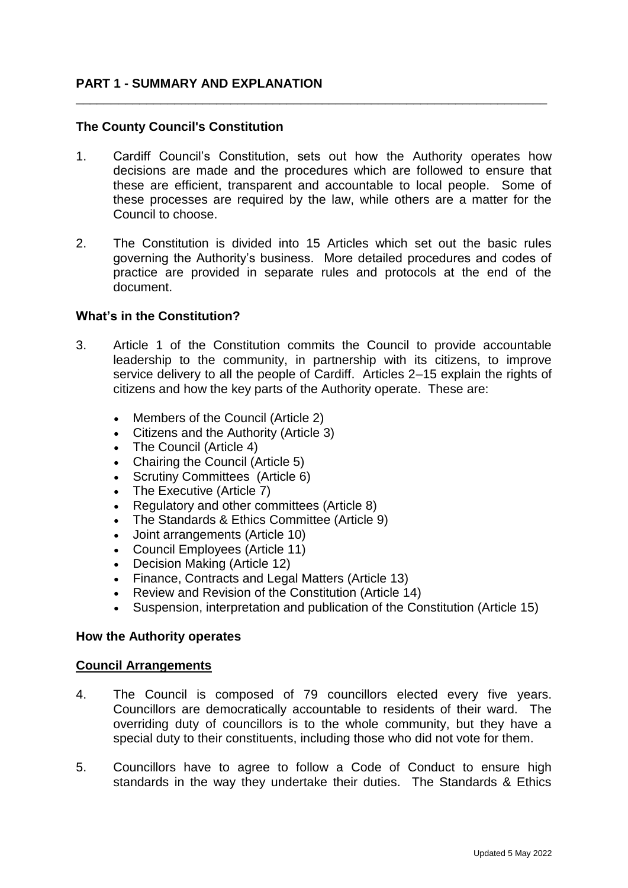## PART 1 - SUMMARY AND EXPLANATION

---

### The County Council's Constitution

1. Cardiff Council's Constitution, sets out how the Authority operates how decisions are made and the procedures which are followed to ensure that these are efficient, transparent and accountable to local people. Some of these processes are required by the law, while others are a matter for the Council to choose.

2. The Constitution is divided into 15 Articles which set out the basic rules governing the Authority's business. More detailed procedures and codes of practice are provided in separate rules and protocols at the end of the document.

### What's in the Constitution?

3. Article 1 of the Constitution commits the Council to provide accountable leadership to the community, in partnership with its citizens, to improve service delivery to all the people of Cardiff. Articles 2–15 explain the rights of citizens and how the key parts of the Authority operate. These are:

   - Members of the Council (Article 2)
   - Citizens and the Authority (Article 3)
   - The Council (Article 4)
   - Chairing the Council (Article 5)
   - Scrutiny Committees (Article 6)
   - The Executive (Article 7)
   - Regulatory and other committees (Article 8)
   - The Standards & Ethics Committee (Article 9)
   - Joint arrangements (Article 10)
   - Council Employees (Article 11)
   - Decision Making (Article 12)
   - Finance, Contracts and Legal Matters (Article 13)
   - Review and Revision of the Constitution (Article 14)
   - Suspension, interpretation and publication of the Constitution (Article 15)

### How the Authority operates

#### Council Arrangements

4. The Council is composed of 79 councillors elected every five years. Councillors are democratically accountable to residents of their ward. The overriding duty of councillors is to the whole community, but they have a special duty to their constituents, including those who did not vote for them.

5. Councillors have to agree to follow a Code of Conduct to ensure high standards in the way they undertake their duties. The Standards & Ethics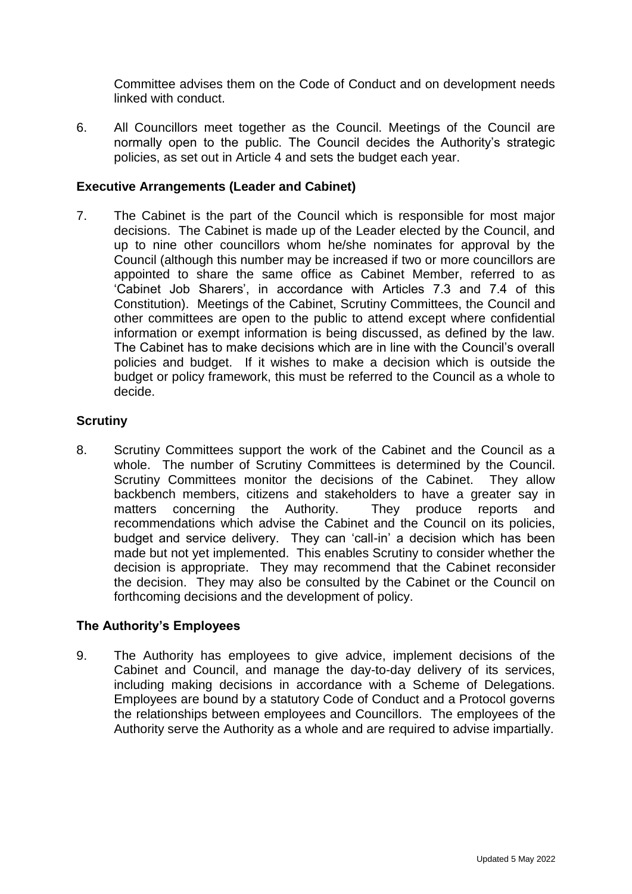Committee advises them on the Code of Conduct and on development needs linked with conduct.

6. All Councillors meet together as the Council. Meetings of the Council are normally open to the public. The Council decides the Authority's strategic policies, as set out in Article 4 and sets the budget each year.

### Executive Arrangements (Leader and Cabinet)

7. The Cabinet is the part of the Council which is responsible for most major decisions. The Cabinet is made up of the Leader elected by the Council, and up to nine other councillors whom he/she nominates for approval by the Council (although this number may be increased if two or more councillors are appointed to share the same office as Cabinet Member, referred to as 'Cabinet Job Sharers', in accordance with Articles 7.3 and 7.4 of this Constitution). Meetings of the Cabinet, Scrutiny Committees, the Council and other committees are open to the public to attend except where confidential information or exempt information is being discussed, as defined by the law. The Cabinet has to make decisions which are in line with the Council's overall policies and budget. If it wishes to make a decision which is outside the budget or policy framework, this must be referred to the Council as a whole to decide.

### Scrutiny

8. Scrutiny Committees support the work of the Cabinet and the Council as a whole. The number of Scrutiny Committees is determined by the Council. Scrutiny Committees monitor the decisions of the Cabinet. They allow backbench members, citizens and stakeholders to have a greater say in matters concerning the Authority. They produce reports and recommendations which advise the Cabinet and the Council on its policies, budget and service delivery. They can 'call-in' a decision which has been made but not yet implemented. This enables Scrutiny to consider whether the decision is appropriate. They may recommend that the Cabinet reconsider the decision. They may also be consulted by the Cabinet or the Council on forthcoming decisions and the development of policy.

### The Authority's Employees

9. The Authority has employees to give advice, implement decisions of the Cabinet and Council, and manage the day-to-day delivery of its services, including making decisions in accordance with a Scheme of Delegations. Employees are bound by a statutory Code of Conduct and a Protocol governs the relationships between employees and Councillors. The employees of the Authority serve the Authority as a whole and are required to advise impartially.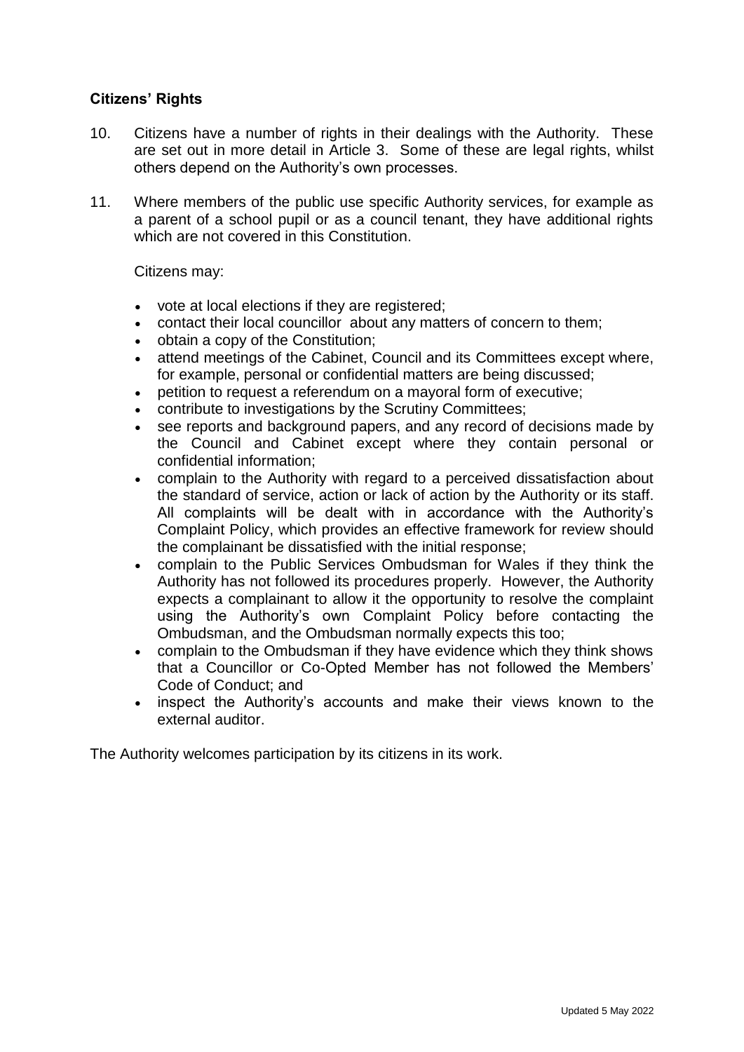### Citizens' Rights

10. Citizens have a number of rights in their dealings with the Authority. These are set out in more detail in Article 3. Some of these are legal rights, whilst others depend on the Authority's own processes.

11. Where members of the public use specific Authority services, for example as a parent of a school pupil or as a council tenant, they have additional rights which are not covered in this Constitution.

    Citizens may:

    - vote at local elections if they are registered;
    - contact their local councillor about any matters of concern to them;
    - obtain a copy of the Constitution;
    - attend meetings of the Cabinet, Council and its Committees except where, for example, personal or confidential matters are being discussed;
    - petition to request a referendum on a mayoral form of executive;
    - contribute to investigations by the Scrutiny Committees;
    - see reports and background papers, and any record of decisions made by the Council and Cabinet except where they contain personal or confidential information;
    - complain to the Authority with regard to a perceived dissatisfaction about the standard of service, action or lack of action by the Authority or its staff. All complaints will be dealt with in accordance with the Authority's Complaint Policy, which provides an effective framework for review should the complainant be dissatisfied with the initial response;
    - complain to the Public Services Ombudsman for Wales if they think the Authority has not followed its procedures properly. However, the Authority expects a complainant to allow it the opportunity to resolve the complaint using the Authority's own Complaint Policy before contacting the Ombudsman, and the Ombudsman normally expects this too;
    - complain to the Ombudsman if they have evidence which they think shows that a Councillor or Co-Opted Member has not followed the Members' Code of Conduct; and
    - inspect the Authority's accounts and make their views known to the external auditor.

The Authority welcomes participation by its citizens in its work.